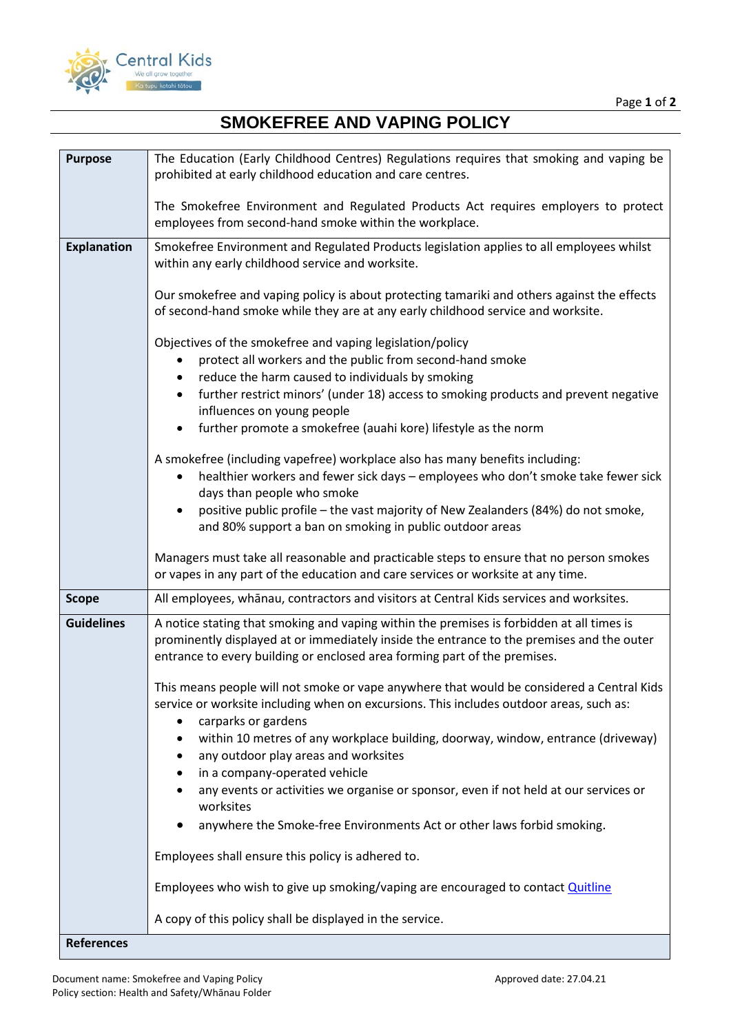# SMOKEFREE AND VAPING POLICY

| | |
|---|---|
| **Purpose** | The Education (Early Childhood Centres) Regulations requires that smoking and vaping be prohibited at early childhood education and care centres.<br><br>The Smokefree Environment and Regulated Products Act requires employers to protect employees from second-hand smoke within the workplace. |
| **Explanation** | Smokefree Environment and Regulated Products legislation applies to all employees whilst within any early childhood service and worksite.<br><br>Our smokefree and vaping policy is about protecting tamariki and others against the effects of second-hand smoke while they are at any early childhood service and worksite.<br><br>Objectives of the smokefree and vaping legislation/policy<br>• protect all workers and the public from second-hand smoke<br>• reduce the harm caused to individuals by smoking<br>• further restrict minors' (under 18) access to smoking products and prevent negative influences on young people<br>• further promote a smokefree (auahi kore) lifestyle as the norm<br><br>A smokefree (including vapefree) workplace also has many benefits including:<br>• healthier workers and fewer sick days – employees who don't smoke take fewer sick days than people who smoke<br>• positive public profile – the vast majority of New Zealanders (84%) do not smoke, and 80% support a ban on smoking in public outdoor areas<br><br>Managers must take all reasonable and practicable steps to ensure that no person smokes or vapes in any part of the education and care services or worksite at any time. |
| **Scope** | All employees, whānau, contractors and visitors at Central Kids services and worksites. |
| **Guidelines** | A notice stating that smoking and vaping within the premises is forbidden at all times is prominently displayed at or immediately inside the entrance to the premises and the outer entrance to every building or enclosed area forming part of the premises.<br><br>This means people will not smoke or vape anywhere that would be considered a Central Kids service or worksite including when on excursions. This includes outdoor areas, such as:<br>• carparks or gardens<br>• within 10 metres of any workplace building, doorway, window, entrance (driveway)<br>• any outdoor play areas and worksites<br>• in a company-operated vehicle<br>• any events or activities we organise or sponsor, even if not held at our services or worksites<br>• anywhere the Smoke-free Environments Act or other laws forbid smoking.<br><br>Employees shall ensure this policy is adhered to.<br><br>Employees who wish to give up smoking/vaping are encouraged to contact Quitline<br><br>A copy of this policy shall be displayed in the service. |
| **References** | |

Document name: Smokefree and Vaping Policy
Policy section: Health and Safety/Whānau Folder

Approved date: 27.04.21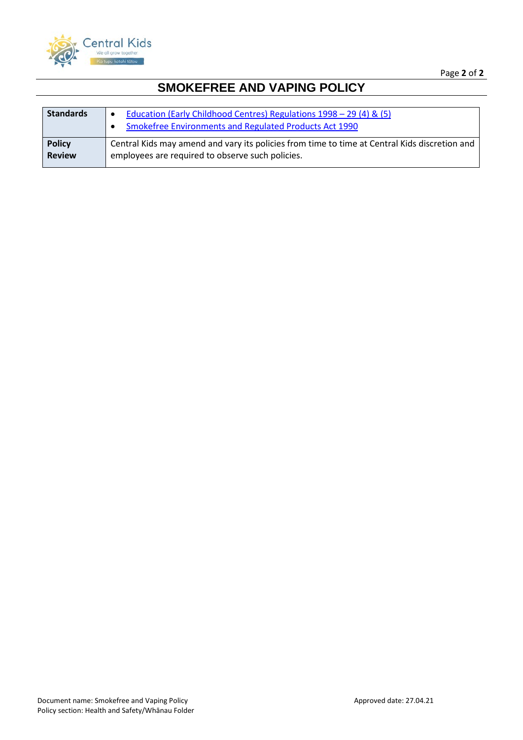| | |
|---|---|
| **Standards** | • Education (Early Childhood Centres) Regulations 1998 – 29 (4) & (5)<br>• Smokefree Environments and Regulated Products Act 1990 |
| **Policy Review** | Central Kids may amend and vary its policies from time to time at Central Kids discretion and employees are required to observe such policies. |